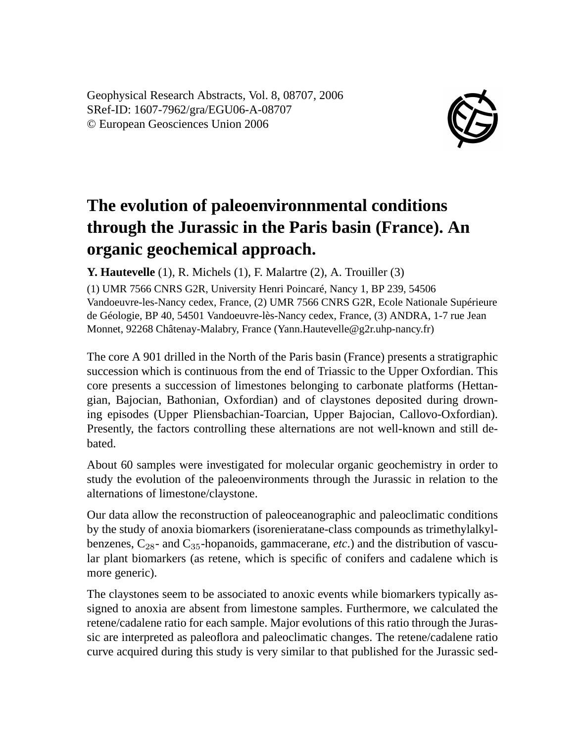# The evolution of paleoenvironnmental conditions through the Jurassic in the Paris basin (France). An organic geochemical approach.

**Y. Hautevelle** (1), R. Michels (1), F. Malartre (2), A. Trouiller (3)

(1) UMR 7566 CNRS G2R, University Henri Poincaré, Nancy 1, BP 239, 54506 Vandoeuvre-les-Nancy cedex, France, (2) UMR 7566 CNRS G2R, Ecole Nationale Supérieure de Géologie, BP 40, 54501 Vandoeuvre-lès-Nancy cedex, France, (3) ANDRA, 1-7 rue Jean Monnet, 92268 Châtenay-Malabry, France (Yann.Hautevelle@g2r.uhp-nancy.fr)

The core A 901 drilled in the North of the Paris basin (France) presents a stratigraphic succession which is continuous from the end of Triassic to the Upper Oxfordian. This core presents a succession of limestones belonging to carbonate platforms (Hettangian, Bajocian, Bathonian, Oxfordian) and of claystones deposited during drowning episodes (Upper Pliensbachian-Toarcian, Upper Bajocian, Callovo-Oxfordian). Presently, the factors controlling these alternations are not well-known and still debated.

About 60 samples were investigated for molecular organic geochemistry in order to study the evolution of the paleoenvironments through the Jurassic in relation to the alternations of limestone/claystone.

Our data allow the reconstruction of paleoceanographic and paleoclimatic conditions by the study of anoxia biomarkers (isorenieratane-class compounds as trimethylalkylbenzenes, $C_{28}$- and $C_{35}$-hopanoids, gammacerane, *etc.*) and the distribution of vascular plant biomarkers (as retene, which is specific of conifers and cadalene which is more generic).

The claystones seem to be associated to anoxic events while biomarkers typically assigned to anoxia are absent from limestone samples. Furthermore, we calculated the retene/cadalene ratio for each sample. Major evolutions of this ratio through the Jurassic are interpreted as paleoflora and paleoclimatic changes. The retene/cadalene ratio curve acquired during this study is very similar to that published for the Jurassic sed-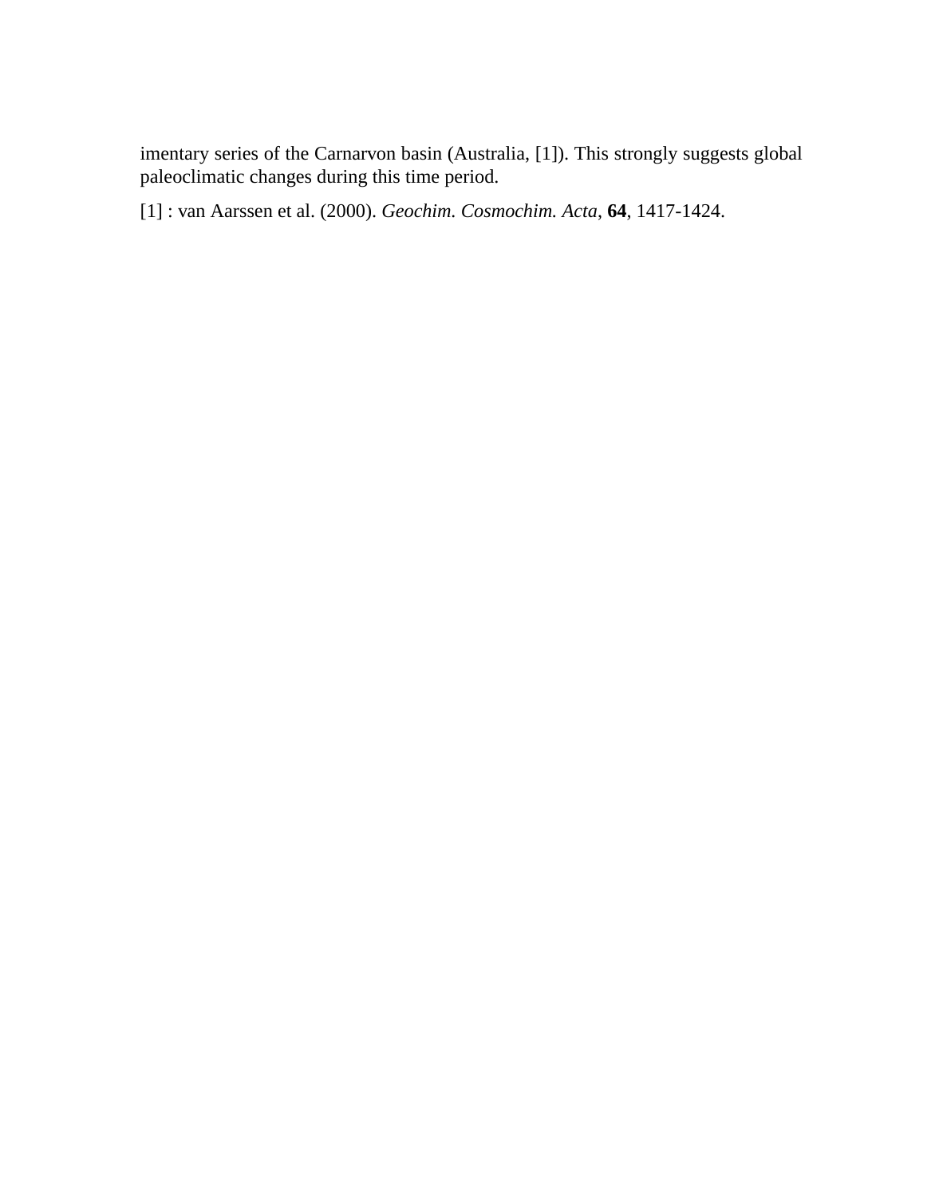imentary series of the Carnarvon basin (Australia, [1]). This strongly suggests global paleoclimatic changes during this time period.

[1] : van Aarssen et al. (2000). *Geochim. Cosmochim. Acta*, **64**, 1417-1424.